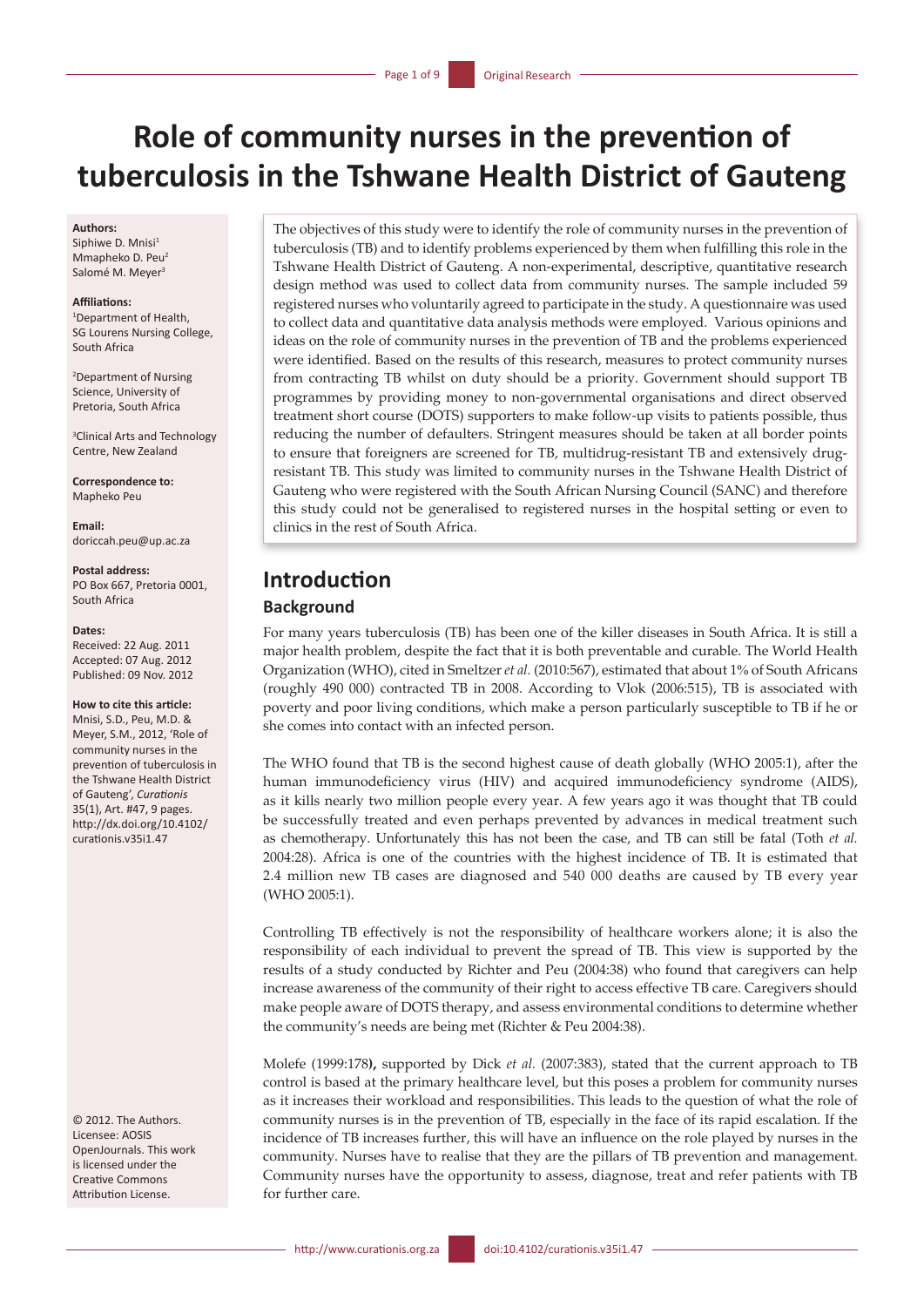# Role of community nurses in the prevention of tuberculosis in the Tshwane Health District of Gauteng

**Authors:**
Siphiwe D. Mnisi[1]
Mmapheko D. Peu[2]
Salomé M. Meyer[3]

**Affiliations:**
[1]Department of Health, SG Lourens Nursing College, South Africa

[2]Department of Nursing Science, University of Pretoria, South Africa

[3]Clinical Arts and Technology Centre, New Zealand

**Correspondence to:**
Mapheko Peu

**Email:**
doriccah.peu@up.ac.za

**Postal address:**
PO Box 667, Pretoria 0001, South Africa

**Dates:**
Received: 22 Aug. 2011
Accepted: 07 Aug. 2012
Published: 09 Nov. 2012

**How to cite this article:**
Mnisi, S.D., Peu, M.D. & Meyer, S.M., 2012, 'Role of community nurses in the prevention of tuberculosis in the Tshwane Health District of Gauteng', *Curationis* 35(1), Art. #47, 9 pages. http://dx.doi.org/10.4102/curationis.v35i1.47

© 2012. The Authors. Licensee: AOSIS OpenJournals. This work is licensed under the Creative Commons Attribution License.

The objectives of this study were to identify the role of community nurses in the prevention of tuberculosis (TB) and to identify problems experienced by them when fulfilling this role in the Tshwane Health District of Gauteng. A non-experimental, descriptive, quantitative research design method was used to collect data from community nurses. The sample included 59 registered nurses who voluntarily agreed to participate in the study. A questionnaire was used to collect data and quantitative data analysis methods were employed. Various opinions and ideas on the role of community nurses in the prevention of TB and the problems experienced were identified. Based on the results of this research, measures to protect community nurses from contracting TB whilst on duty should be a priority. Government should support TB programmes by providing money to non-governmental organisations and direct observed treatment short course (DOTS) supporters to make follow-up visits to patients possible, thus reducing the number of defaulters. Stringent measures should be taken at all border points to ensure that foreigners are screened for TB, multidrug-resistant TB and extensively drug-resistant TB. This study was limited to community nurses in the Tshwane Health District of Gauteng who were registered with the South African Nursing Council (SANC) and therefore this study could not be generalised to registered nurses in the hospital setting or even to clinics in the rest of South Africa.

## Introduction

### Background

For many years tuberculosis (TB) has been one of the killer diseases in South Africa. It is still a major health problem, despite the fact that it is both preventable and curable. The World Health Organization (WHO), cited in Smeltzer *et al.* (2010:567), estimated that about 1% of South Africans (roughly 490 000) contracted TB in 2008. According to Vlok (2006:515), TB is associated with poverty and poor living conditions, which make a person particularly susceptible to TB if he or she comes into contact with an infected person.

The WHO found that TB is the second highest cause of death globally (WHO 2005:1), after the human immunodeficiency virus (HIV) and acquired immunodeficiency syndrome (AIDS), as it kills nearly two million people every year. A few years ago it was thought that TB could be successfully treated and even perhaps prevented by advances in medical treatment such as chemotherapy. Unfortunately this has not been the case, and TB can still be fatal (Toth *et al.* 2004:28). Africa is one of the countries with the highest incidence of TB. It is estimated that 2.4 million new TB cases are diagnosed and 540 000 deaths are caused by TB every year (WHO 2005:1).

Controlling TB effectively is not the responsibility of healthcare workers alone; it is also the responsibility of each individual to prevent the spread of TB. This view is supported by the results of a study conducted by Richter and Peu (2004:38) who found that caregivers can help increase awareness of the community of their right to access effective TB care. Caregivers should make people aware of DOTS therapy, and assess environmental conditions to determine whether the community's needs are being met (Richter & Peu 2004:38).

Molefe (1999:178**)**, supported by Dick *et al.* (2007:383), stated that the current approach to TB control is based at the primary healthcare level, but this poses a problem for community nurses as it increases their workload and responsibilities. This leads to the question of what the role of community nurses is in the prevention of TB, especially in the face of its rapid escalation. If the incidence of TB increases further, this will have an influence on the role played by nurses in the community. Nurses have to realise that they are the pillars of TB prevention and management. Community nurses have the opportunity to assess, diagnose, treat and refer patients with TB for further care.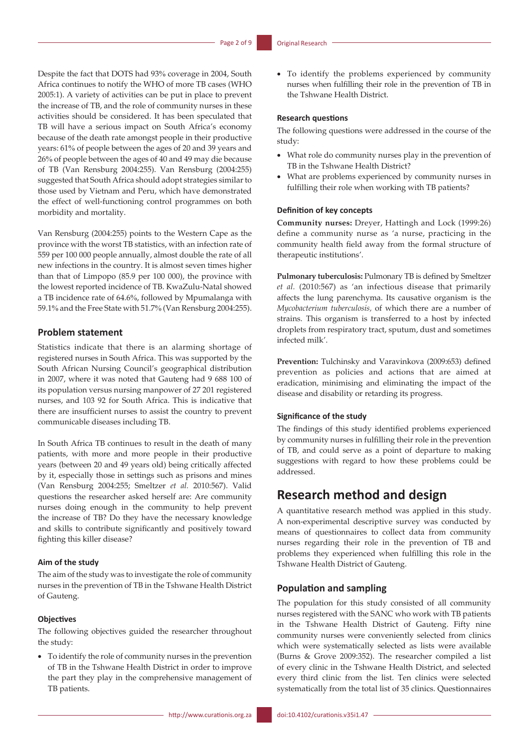Despite the fact that DOTS had 93% coverage in 2004, South Africa continues to notify the WHO of more TB cases (WHO 2005:1). A variety of activities can be put in place to prevent the increase of TB, and the role of community nurses in these activities should be considered. It has been speculated that TB will have a serious impact on South Africa's economy because of the death rate amongst people in their productive years: 61% of people between the ages of 20 and 39 years and 26% of people between the ages of 40 and 49 may die because of TB (Van Rensburg 2004:255). Van Rensburg (2004:255) suggested that South Africa should adopt strategies similar to those used by Vietnam and Peru, which have demonstrated the effect of well-functioning control programmes on both morbidity and mortality.

Van Rensburg (2004:255) points to the Western Cape as the province with the worst TB statistics, with an infection rate of 559 per 100 000 people annually, almost double the rate of all new infections in the country. It is almost seven times higher than that of Limpopo (85.9 per 100 000), the province with the lowest reported incidence of TB. KwaZulu-Natal showed a TB incidence rate of 64.6%, followed by Mpumalanga with 59.1% and the Free State with 51.7% (Van Rensburg 2004:255).

## Problem statement

Statistics indicate that there is an alarming shortage of registered nurses in South Africa. This was supported by the South African Nursing Council's geographical distribution in 2007, where it was noted that Gauteng had 9 688 100 of its population versus nursing manpower of 27 201 registered nurses, and 103 92 for South Africa. This is indicative that there are insufficient nurses to assist the country to prevent communicable diseases including TB.

In South Africa TB continues to result in the death of many patients, with more and more people in their productive years (between 20 and 49 years old) being critically affected by it, especially those in settings such as prisons and mines (Van Rensburg 2004:255; Smeltzer *et al.* 2010:567). Valid questions the researcher asked herself are: Are community nurses doing enough in the community to help prevent the increase of TB? Do they have the necessary knowledge and skills to contribute significantly and positively toward fighting this killer disease?

### Aim of the study

The aim of the study was to investigate the role of community nurses in the prevention of TB in the Tshwane Health District of Gauteng.

### Objectives

The following objectives guided the researcher throughout the study:

- To identify the role of community nurses in the prevention of TB in the Tshwane Health District in order to improve the part they play in the comprehensive management of TB patients.
- To identify the problems experienced by community nurses when fulfilling their role in the prevention of TB in the Tshwane Health District.

### Research questions

The following questions were addressed in the course of the study:

- What role do community nurses play in the prevention of TB in the Tshwane Health District?
- What are problems experienced by community nurses in fulfilling their role when working with TB patients?

### Definition of key concepts

**Community nurses:** Dreyer, Hattingh and Lock (1999:26) define a community nurse as 'a nurse, practicing in the community health field away from the formal structure of therapeutic institutions'.

**Pulmonary tuberculosis:** Pulmonary TB is defined by Smeltzer *et al.* (2010:567) as 'an infectious disease that primarily affects the lung parenchyma. Its causative organism is the *Mycobacterium tuberculosis,* of which there are a number of strains. This organism is transferred to a host by infected droplets from respiratory tract, sputum, dust and sometimes infected milk'.

**Prevention:** Tulchinsky and Varavinkova (2009:653) defined prevention as policies and actions that are aimed at eradication, minimising and eliminating the impact of the disease and disability or retarding its progress.

### Significance of the study

The findings of this study identified problems experienced by community nurses in fulfilling their role in the prevention of TB, and could serve as a point of departure to making suggestions with regard to how these problems could be addressed.

# Research method and design

A quantitative research method was applied in this study. A non-experimental descriptive survey was conducted by means of questionnaires to collect data from community nurses regarding their role in the prevention of TB and problems they experienced when fulfilling this role in the Tshwane Health District of Gauteng.

## Population and sampling

The population for this study consisted of all community nurses registered with the SANC who work with TB patients in the Tshwane Health District of Gauteng. Fifty nine community nurses were conveniently selected from clinics which were systematically selected as lists were available (Burns & Grove 2009:352). The researcher compiled a list of every clinic in the Tshwane Health District, and selected every third clinic from the list. Ten clinics were selected systematically from the total list of 35 clinics. Questionnaires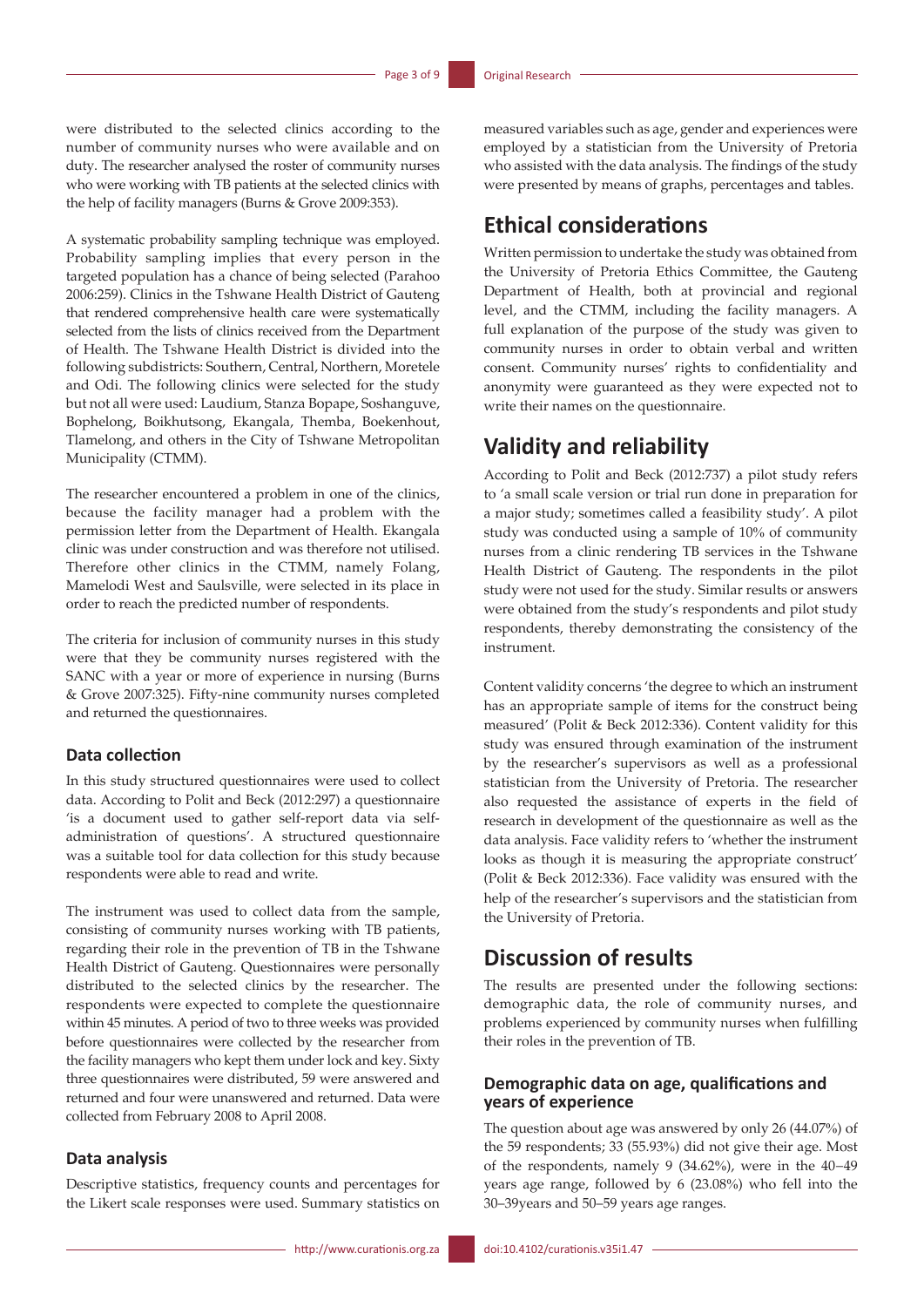were distributed to the selected clinics according to the number of community nurses who were available and on duty. The researcher analysed the roster of community nurses who were working with TB patients at the selected clinics with the help of facility managers (Burns & Grove 2009:353).

A systematic probability sampling technique was employed. Probability sampling implies that every person in the targeted population has a chance of being selected (Parahoo 2006:259). Clinics in the Tshwane Health District of Gauteng that rendered comprehensive health care were systematically selected from the lists of clinics received from the Department of Health. The Tshwane Health District is divided into the following subdistricts: Southern, Central, Northern, Moretele and Odi. The following clinics were selected for the study but not all were used: Laudium, Stanza Bopape, Soshanguve, Bophelong, Boikhutsong, Ekangala, Themba, Boekenhout, Tlamelong, and others in the City of Tshwane Metropolitan Municipality (CTMM).

The researcher encountered a problem in one of the clinics, because the facility manager had a problem with the permission letter from the Department of Health. Ekangala clinic was under construction and was therefore not utilised. Therefore other clinics in the CTMM, namely Folang, Mamelodi West and Saulsville, were selected in its place in order to reach the predicted number of respondents.

The criteria for inclusion of community nurses in this study were that they be community nurses registered with the SANC with a year or more of experience in nursing (Burns & Grove 2007:325). Fifty-nine community nurses completed and returned the questionnaires.

### Data collection

In this study structured questionnaires were used to collect data. According to Polit and Beck (2012:297) a questionnaire 'is a document used to gather self-report data via self-administration of questions'. A structured questionnaire was a suitable tool for data collection for this study because respondents were able to read and write.

The instrument was used to collect data from the sample, consisting of community nurses working with TB patients, regarding their role in the prevention of TB in the Tshwane Health District of Gauteng. Questionnaires were personally distributed to the selected clinics by the researcher. The respondents were expected to complete the questionnaire within 45 minutes. A period of two to three weeks was provided before questionnaires were collected by the researcher from the facility managers who kept them under lock and key. Sixty three questionnaires were distributed, 59 were answered and returned and four were unanswered and returned. Data were collected from February 2008 to April 2008.

### Data analysis

Descriptive statistics, frequency counts and percentages for the Likert scale responses were used. Summary statistics on measured variables such as age, gender and experiences were employed by a statistician from the University of Pretoria who assisted with the data analysis. The findings of the study were presented by means of graphs, percentages and tables.

## Ethical considerations

Written permission to undertake the study was obtained from the University of Pretoria Ethics Committee, the Gauteng Department of Health, both at provincial and regional level, and the CTMM, including the facility managers. A full explanation of the purpose of the study was given to community nurses in order to obtain verbal and written consent. Community nurses' rights to confidentiality and anonymity were guaranteed as they were expected not to write their names on the questionnaire.

## Validity and reliability

According to Polit and Beck (2012:737) a pilot study refers to 'a small scale version or trial run done in preparation for a major study; sometimes called a feasibility study'. A pilot study was conducted using a sample of 10% of community nurses from a clinic rendering TB services in the Tshwane Health District of Gauteng. The respondents in the pilot study were not used for the study. Similar results or answers were obtained from the study's respondents and pilot study respondents, thereby demonstrating the consistency of the instrument.

Content validity concerns 'the degree to which an instrument has an appropriate sample of items for the construct being measured' (Polit & Beck 2012:336). Content validity for this study was ensured through examination of the instrument by the researcher's supervisors as well as a professional statistician from the University of Pretoria. The researcher also requested the assistance of experts in the field of research in development of the questionnaire as well as the data analysis. Face validity refers to 'whether the instrument looks as though it is measuring the appropriate construct' (Polit & Beck 2012:336). Face validity was ensured with the help of the researcher's supervisors and the statistician from the University of Pretoria.

## Discussion of results

The results are presented under the following sections: demographic data, the role of community nurses, and problems experienced by community nurses when fulfilling their roles in the prevention of TB.

### Demographic data on age, qualifications and years of experience

The question about age was answered by only 26 (44.07%) of the 59 respondents; 33 (55.93%) did not give their age. Most of the respondents, namely 9 (34.62%), were in the 40–49 years age range, followed by 6 (23.08%) who fell into the 30–39years and 50–59 years age ranges.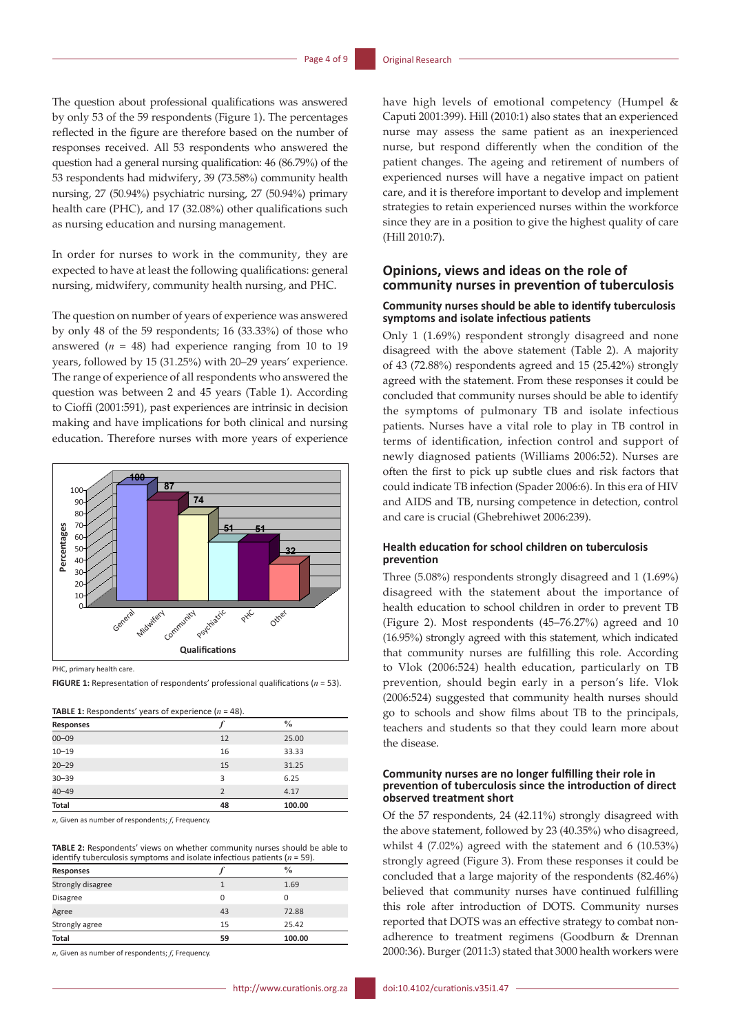The question about professional qualifications was answered by only 53 of the 59 respondents (Figure 1). The percentages reflected in the figure are therefore based on the number of responses received. All 53 respondents who answered the question had a general nursing qualification: 46 (86.79%) of the 53 respondents had midwifery, 39 (73.58%) community health nursing, 27 (50.94%) psychiatric nursing, 27 (50.94%) primary health care (PHC), and 17 (32.08%) other qualifications such as nursing education and nursing management.

In order for nurses to work in the community, they are expected to have at least the following qualifications: general nursing, midwifery, community health nursing, and PHC.

The question on number of years of experience was answered by only 48 of the 59 respondents; 16 (33.33%) of those who answered ($n$ = 48) had experience ranging from 10 to 19 years, followed by 15 (31.25%) with 20–29 years' experience. The range of experience of all respondents who answered the question was between 2 and 45 years (Table 1). According to Cioffi (2001:591), past experiences are intrinsic in decision making and have implications for both clinical and nursing education. Therefore nurses with more years of experience have high levels of emotional competency (Humpel & Caputi 2001:399). Hill (2010:1) also states that an experienced nurse may assess the same patient as an inexperienced nurse, but respond differently when the condition of the patient changes. The ageing and retirement of numbers of experienced nurses will have a negative impact on patient care, and it is therefore important to develop and implement strategies to retain experienced nurses within the workforce since they are in a position to give the highest quality of care (Hill 2010:7).

PHC, primary health care.

**FIGURE 1:** Representation of respondents' professional qualifications ($n$ = 53).

**TABLE 1:** Respondents' years of experience ($n$ = 48).

| Responses | $f$ | % |
|---|---|---|
| 00–09 | 12 | 25.00 |
| 10–19 | 16 | 33.33 |
| 20–29 | 15 | 31.25 |
| 30–39 | 3 | 6.25 |
| 40–49 | 2 | 4.17 |
| **Total** | **48** | **100.00** |

$n$, Given as number of respondents; $f$, Frequency.

**TABLE 2:** Respondents' views on whether community nurses should be able to identify tuberculosis symptoms and isolate infectious patients ($n$ = 59).

| Responses | $f$ | % |
|---|---|---|
| Strongly disagree | 1 | 1.69 |
| Disagree | 0 | 0 |
| Agree | 43 | 72.88 |
| Strongly agree | 15 | 25.42 |
| **Total** | **59** | **100.00** |

$n$, Given as number of respondents; $f$, Frequency.

## Opinions, views and ideas on the role of community nurses in prevention of tuberculosis

### Community nurses should be able to identify tuberculosis symptoms and isolate infectious patients

Only 1 (1.69%) respondent strongly disagreed and none disagreed with the above statement (Table 2). A majority of 43 (72.88%) respondents agreed and 15 (25.42%) strongly agreed with the statement. From these responses it could be concluded that community nurses should be able to identify the symptoms of pulmonary TB and isolate infectious patients. Nurses have a vital role to play in TB control in terms of identification, infection control and support of newly diagnosed patients (Williams 2006:52). Nurses are often the first to pick up subtle clues and risk factors that could indicate TB infection (Spader 2006:6). In this era of HIV and AIDS and TB, nursing competence in detection, control and care is crucial (Ghebrehiwet 2006:239).

### Health education for school children on tuberculosis prevention

Three (5.08%) respondents strongly disagreed and 1 (1.69%) disagreed with the statement about the importance of health education to school children in order to prevent TB (Figure 2). Most respondents (45–76.27%) agreed and 10 (16.95%) strongly agreed with this statement, which indicated that community nurses are fulfilling this role. According to Vlok (2006:524) health education, particularly on TB prevention, should begin early in a person's life. Vlok (2006:524) suggested that community health nurses should go to schools and show films about TB to the principals, teachers and students so that they could learn more about the disease.

### Community nurses are no longer fulfilling their role in prevention of tuberculosis since the introduction of direct observed treatment short

Of the 57 respondents, 24 (42.11%) strongly disagreed with the above statement, followed by 23 (40.35%) who disagreed, whilst 4 (7.02%) agreed with the statement and 6 (10.53%) strongly agreed (Figure 3). From these responses it could be concluded that a large majority of the respondents (82.46%) believed that community nurses have continued fulfilling this role after introduction of DOTS. Community nurses reported that DOTS was an effective strategy to combat non-adherence to treatment regimens (Goodburn & Drennan 2000:36). Burger (2011:3) stated that 3000 health workers were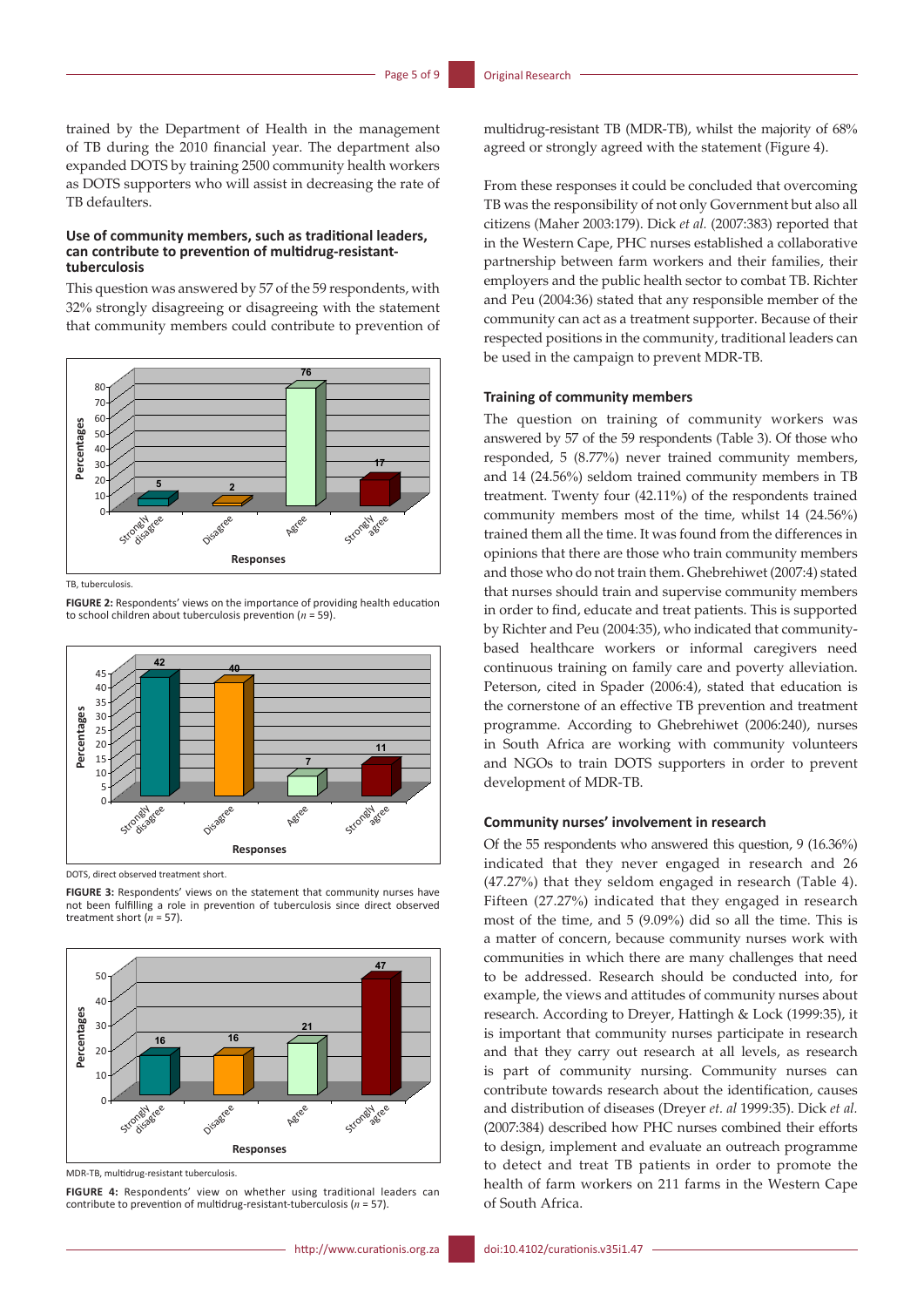trained by the Department of Health in the management of TB during the 2010 financial year. The department also expanded DOTS by training 2500 community health workers as DOTS supporters who will assist in decreasing the rate of TB defaulters.

#### Use of community members, such as traditional leaders, can contribute to prevention of multidrug-resistant-tuberculosis

This question was answered by 57 of the 59 respondents, with 32% strongly disagreeing or disagreeing with the statement that community members could contribute to prevention of multidrug-resistant TB (MDR-TB), whilst the majority of 68% agreed or strongly agreed with the statement (Figure 4).

TB, tuberculosis.

**FIGURE 2:** Respondents' views on the importance of providing health education to school children about tuberculosis prevention ($n$ = 59).

DOTS, direct observed treatment short.

**FIGURE 3:** Respondents' views on the statement that community nurses have not been fulfilling a role in prevention of tuberculosis since direct observed treatment short ($n$ = 57).

MDR-TB, multidrug-resistant tuberculosis.

**FIGURE 4:** Respondents' view on whether using traditional leaders can contribute to prevention of multidrug-resistant-tuberculosis ($n$ = 57).

From these responses it could be concluded that overcoming TB was the responsibility of not only Government but also all citizens (Maher 2003:179). Dick *et al.* (2007:383) reported that in the Western Cape, PHC nurses established a collaborative partnership between farm workers and their families, their employers and the public health sector to combat TB. Richter and Peu (2004:36) stated that any responsible member of the community can act as a treatment supporter. Because of their respected positions in the community, traditional leaders can be used in the campaign to prevent MDR-TB.

#### Training of community members

The question on training of community workers was answered by 57 of the 59 respondents (Table 3). Of those who responded, 5 (8.77%) never trained community members, and 14 (24.56%) seldom trained community members in TB treatment. Twenty four (42.11%) of the respondents trained community members most of the time, whilst 14 (24.56%) trained them all the time. It was found from the differences in opinions that there are those who train community members and those who do not train them. Ghebrehiwet (2007:4) stated that nurses should train and supervise community members in order to find, educate and treat patients. This is supported by Richter and Peu (2004:35), who indicated that community-based healthcare workers or informal caregivers need continuous training on family care and poverty alleviation. Peterson, cited in Spader (2006:4), stated that education is the cornerstone of an effective TB prevention and treatment programme. According to Ghebrehiwet (2006:240), nurses in South Africa are working with community volunteers and NGOs to train DOTS supporters in order to prevent development of MDR-TB.

#### Community nurses' involvement in research

Of the 55 respondents who answered this question, 9 (16.36%) indicated that they never engaged in research and 26 (47.27%) that they seldom engaged in research (Table 4). Fifteen (27.27%) indicated that they engaged in research most of the time, and 5 (9.09%) did so all the time. This is a matter of concern, because community nurses work with communities in which there are many challenges that need to be addressed. Research should be conducted into, for example, the views and attitudes of community nurses about research. According to Dreyer, Hattingh & Lock (1999:35), it is important that community nurses participate in research and that they carry out research at all levels, as research is part of community nursing. Community nurses can contribute towards research about the identification, causes and distribution of diseases (Dreyer *et. al* 1999:35). Dick *et al.* (2007:384) described how PHC nurses combined their efforts to design, implement and evaluate an outreach programme to detect and treat TB patients in order to promote the health of farm workers on 211 farms in the Western Cape of South Africa.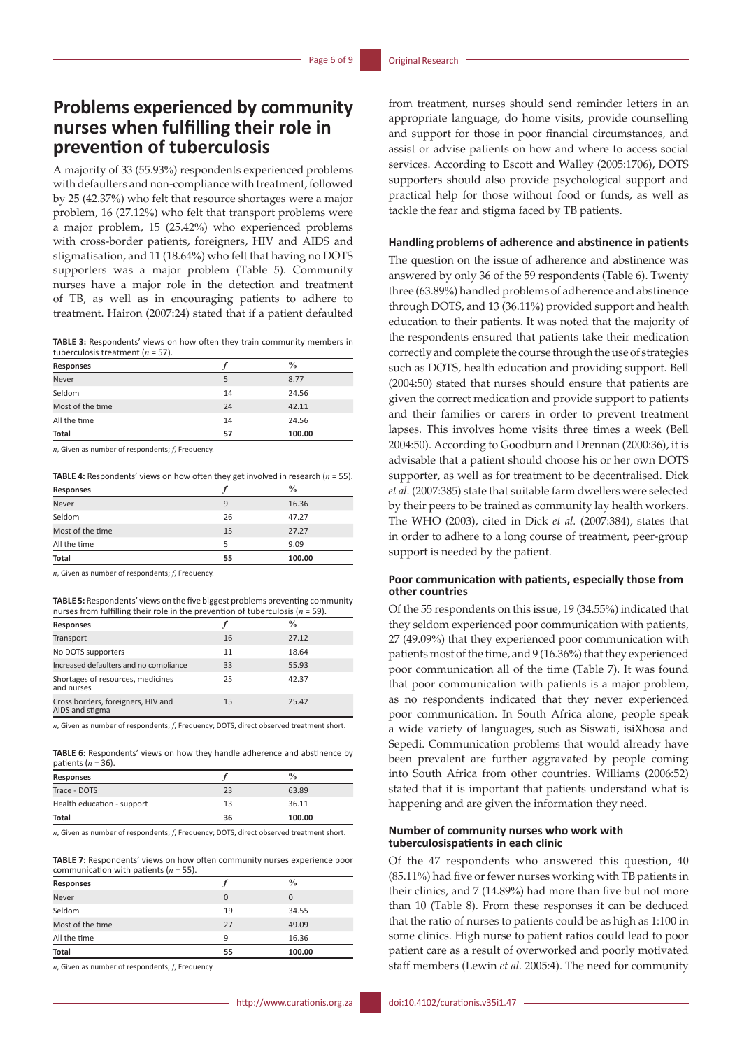## Problems experienced by community nurses when fulfilling their role in prevention of tuberculosis

A majority of 33 (55.93%) respondents experienced problems with defaulters and non-compliance with treatment, followed by 25 (42.37%) who felt that resource shortages were a major problem, 16 (27.12%) who felt that transport problems were a major problem, 15 (25.42%) who experienced problems with cross-border patients, foreigners, HIV and AIDS and stigmatisation, and 11 (18.64%) who felt that having no DOTS supporters was a major problem (Table 5). Community nurses have a major role in the detection and treatment of TB, as well as in encouraging patients to adhere to treatment. Hairon (2007:24) stated that if a patient defaulted from treatment, nurses should send reminder letters in an appropriate language, do home visits, provide counselling and support for those in poor financial circumstances, and assist or advise patients on how and where to access social services. According to Escott and Walley (2005:1706), DOTS supporters should also provide psychological support and practical help for those without food or funds, as well as tackle the fear and stigma faced by TB patients.

**TABLE 3:** Respondents' views on how often they train community members in tuberculosis treatment ($n$ = 57).

| Responses | $f$ | % |
|---|---|---|
| Never | 5 | 8.77 |
| Seldom | 14 | 24.56 |
| Most of the time | 24 | 42.11 |
| All the time | 14 | 24.56 |
| **Total** | **57** | **100.00** |

$n$, Given as number of respondents; $f$, Frequency.

**TABLE 4:** Respondents' views on how often they get involved in research ($n$ = 55).

| Responses | $f$ | % |
|---|---|---|
| Never | 9 | 16.36 |
| Seldom | 26 | 47.27 |
| Most of the time | 15 | 27.27 |
| All the time | 5 | 9.09 |
| **Total** | **55** | **100.00** |

$n$, Given as number of respondents; $f$, Frequency.

**TABLE 5:** Respondents' views on the five biggest problems preventing community nurses from fulfilling their role in the prevention of tuberculosis ($n$ = 59).

| Responses | $f$ | % |
|---|---|---|
| Transport | 16 | 27.12 |
| No DOTS supporters | 11 | 18.64 |
| Increased defaulters and no compliance | 33 | 55.93 |
| Shortages of resources, medicines and nurses | 25 | 42.37 |
| Cross borders, foreigners, HIV and AIDS and stigma | 15 | 25.42 |

$n$, Given as number of respondents; $f$, Frequency; DOTS, direct observed treatment short.

**TABLE 6:** Respondents' views on how they handle adherence and abstinence by patients ($n$ = 36).

| Responses | $f$ | % |
|---|---|---|
| Trace - DOTS | 23 | 63.89 |
| Health education - support | 13 | 36.11 |
| **Total** | **36** | **100.00** |

$n$, Given as number of respondents; $f$, Frequency; DOTS, direct observed treatment short.

**TABLE 7:** Respondents' views on how often community nurses experience poor communication with patients ($n$ = 55).

| Responses | $f$ | % |
|---|---|---|
| Never | 0 | 0 |
| Seldom | 19 | 34.55 |
| Most of the time | 27 | 49.09 |
| All the time | 9 | 16.36 |
| **Total** | **55** | **100.00** |

$n$, Given as number of respondents; $f$, Frequency.

### Handling problems of adherence and abstinence in patients

The question on the issue of adherence and abstinence was answered by only 36 of the 59 respondents (Table 6). Twenty three (63.89%) handled problems of adherence and abstinence through DOTS, and 13 (36.11%) provided support and health education to their patients. It was noted that the majority of the respondents ensured that patients take their medication correctly and complete the course through the use of strategies such as DOTS, health education and providing support. Bell (2004:50) stated that nurses should ensure that patients are given the correct medication and provide support to patients and their families or carers in order to prevent treatment lapses. This involves home visits three times a week (Bell 2004:50). According to Goodburn and Drennan (2000:36), it is advisable that a patient should choose his or her own DOTS supporter, as well as for treatment to be decentralised. Dick *et al.* (2007:385) state that suitable farm dwellers were selected by their peers to be trained as community lay health workers. The WHO (2003), cited in Dick *et al.* (2007:384), states that in order to adhere to a long course of treatment, peer-group support is needed by the patient.

### Poor communication with patients, especially those from other countries

Of the 55 respondents on this issue, 19 (34.55%) indicated that they seldom experienced poor communication with patients, 27 (49.09%) that they experienced poor communication with patients most of the time, and 9 (16.36%) that they experienced poor communication all of the time (Table 7). It was found that poor communication with patients is a major problem, as no respondents indicated that they never experienced poor communication. In South Africa alone, people speak a wide variety of languages, such as Siswati, isiXhosa and Sepedi. Communication problems that would already have been prevalent are further aggravated by people coming into South Africa from other countries. Williams (2006:52) stated that it is important that patients understand what is happening and are given the information they need.

### Number of community nurses who work with tuberculosispatients in each clinic

Of the 47 respondents who answered this question, 40 (85.11%) had five or fewer nurses working with TB patients in their clinics, and 7 (14.89%) had more than five but not more than 10 (Table 8). From these responses it can be deduced that the ratio of nurses to patients could be as high as 1:100 in some clinics. High nurse to patient ratios could lead to poor patient care as a result of overworked and poorly motivated staff members (Lewin *et al.* 2005:4). The need for community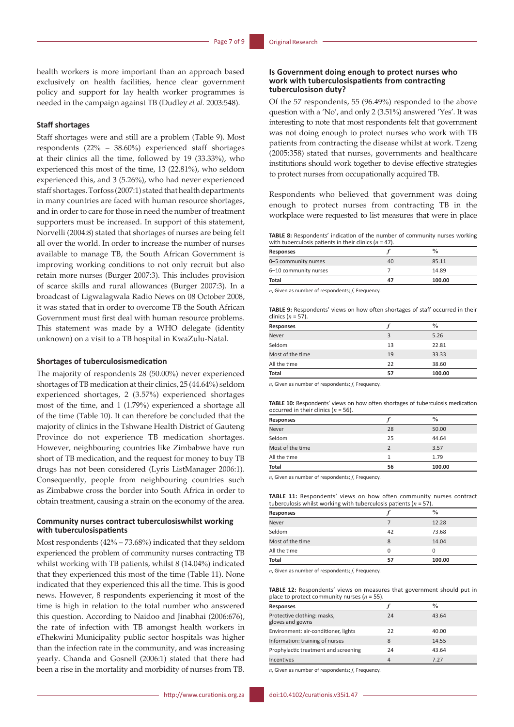health workers is more important than an approach based exclusively on health facilities, hence clear government policy and support for lay health worker programmes is needed in the campaign against TB (Dudley *et al.* 2003:548).

#### Staff shortages

Staff shortages were and still are a problem (Table 9). Most respondents (22% – 38.60%) experienced staff shortages at their clinics all the time, followed by 19 (33.33%), who experienced this most of the time, 13 (22.81%), who seldom experienced this, and 3 (5.26%), who had never experienced staff shortages. Torfoss (2007:1) stated that health departments in many countries are faced with human resource shortages, and in order to care for those in need the number of treatment supporters must be increased. In support of this statement, Norvelli (2004:8) stated that shortages of nurses are being felt all over the world. In order to increase the number of nurses available to manage TB, the South African Government is improving working conditions to not only recruit but also retain more nurses (Burger 2007:3). This includes provision of scarce skills and rural allowances (Burger 2007:3). In a broadcast of Ligwalagwala Radio News on 08 October 2008, it was stated that in order to overcome TB the South African Government must first deal with human resource problems. This statement was made by a WHO delegate (identity unknown) on a visit to a TB hospital in KwaZulu-Natal.

#### Shortages of tuberculosismedication

The majority of respondents 28 (50.00%) never experienced shortages of TB medication at their clinics, 25 (44.64%) seldom experienced shortages, 2 (3.57%) experienced shortages most of the time, and 1 (1.79%) experienced a shortage all of the time (Table 10). It can therefore be concluded that the majority of clinics in the Tshwane Health District of Gauteng Province do not experience TB medication shortages. However, neighbouring countries like Zimbabwe have run short of TB medication, and the request for money to buy TB drugs has not been considered (Lyris ListManager 2006:1). Consequently, people from neighbouring countries such as Zimbabwe cross the border into South Africa in order to obtain treatment, causing a strain on the economy of the area.

#### Community nurses contract tuberculosiswhilst working with tuberculosispatients

Most respondents (42% – 73.68%) indicated that they seldom experienced the problem of community nurses contracting TB whilst working with TB patients, whilst 8 (14.04%) indicated that they experienced this most of the time (Table 11). None indicated that they experienced this all the time. This is good news. However, 8 respondents experiencing it most of the time is high in relation to the total number who answered this question. According to Naidoo and Jinabhai (2006:676), the rate of infection with TB amongst health workers in eThekwini Municipality public sector hospitals was higher than the infection rate in the community, and was increasing yearly. Chanda and Gosnell (2006:1) stated that there had been a rise in the mortality and morbidity of nurses from TB.

#### Is Government doing enough to protect nurses who work with tuberculosispatients from contracting tuberculosison duty?

Of the 57 respondents, 55 (96.49%) responded to the above question with a 'No', and only 2 (3.51%) answered 'Yes'. It was interesting to note that most respondents felt that government was not doing enough to protect nurses who work with TB patients from contracting the disease whilst at work. Tzeng (2005:358) stated that nurses, governments and healthcare institutions should work together to devise effective strategies to protect nurses from occupationally acquired TB.

Respondents who believed that government was doing enough to protect nurses from contracting TB in the workplace were requested to list measures that were in place

**TABLE 8:** Respondents' indication of the number of community nurses working with tuberculosis patients in their clinics ($n$ = 47).

| Responses | *f* | % |
|---|---|---|
| 0–5 community nurses | 40 | 85.11 |
| 6–10 community nurses | 7 | 14.89 |
| **Total** | **47** | **100.00** |

$n$, Given as number of respondents; *f*, Frequency.

**TABLE 9:** Respondents' views on how often shortages of staff occurred in their clinics ($n$ = 57).

| Responses | *f* | % |
|---|---|---|
| Never | 3 | 5.26 |
| Seldom | 13 | 22.81 |
| Most of the time | 19 | 33.33 |
| All the time | 22 | 38.60 |
| **Total** | **57** | **100.00** |

$n$, Given as number of respondents; *f*, Frequency.

**TABLE 10:** Respondents' views on how often shortages of tuberculosis medication occurred in their clinics ($n$ = 56).

| Responses | *f* | % |
|---|---|---|
| Never | 28 | 50.00 |
| Seldom | 25 | 44.64 |
| Most of the time | 2 | 3.57 |
| All the time | 1 | 1.79 |
| **Total** | **56** | **100.00** |

$n$, Given as number of respondents; *f*, Frequency.

**TABLE 11:** Respondents' views on how often community nurses contract tuberculosis whilst working with tuberculosis patients ($n$ = 57).

| Responses | *f* | % |
|---|---|---|
| Never | 7 | 12.28 |
| Seldom | 42 | 73.68 |
| Most of the time | 8 | 14.04 |
| All the time | 0 | 0 |
| **Total** | **57** | **100.00** |

$n$, Given as number of respondents; *f*, Frequency.

**TABLE 12:** Respondents' views on measures that government should put in place to protect community nurses ($n$ = 55).

| Responses | *f* | % |
|---|---|---|
| Protective clothing: masks, gloves and gowns | 24 | 43.64 |
| Environment: air-conditioner, lights | 22 | 40.00 |
| Information: training of nurses | 8 | 14.55 |
| Prophylactic treatment and screening | 24 | 43.64 |
| Incentives | 4 | 7.27 |

$n$, Given as number of respondents; *f*, Frequency.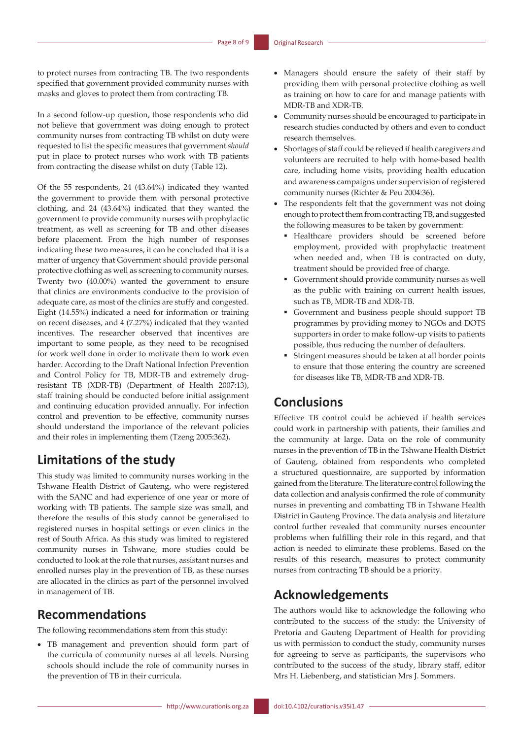to protect nurses from contracting TB. The two respondents specified that government provided community nurses with masks and gloves to protect them from contracting TB.

In a second follow-up question, those respondents who did not believe that government was doing enough to protect community nurses from contracting TB whilst on duty were requested to list the specific measures that government *should* put in place to protect nurses who work with TB patients from contracting the disease whilst on duty (Table 12).

Of the 55 respondents, 24 (43.64%) indicated they wanted the government to provide them with personal protective clothing, and 24 (43.64%) indicated that they wanted the government to provide community nurses with prophylactic treatment, as well as screening for TB and other diseases before placement. From the high number of responses indicating these two measures, it can be concluded that it is a matter of urgency that Government should provide personal protective clothing as well as screening to community nurses. Twenty two (40.00%) wanted the government to ensure that clinics are environments conducive to the provision of adequate care, as most of the clinics are stuffy and congested. Eight (14.55%) indicated a need for information or training on recent diseases, and 4 (7.27%) indicated that they wanted incentives. The researcher observed that incentives are important to some people, as they need to be recognised for work well done in order to motivate them to work even harder. According to the Draft National Infection Prevention and Control Policy for TB, MDR-TB and extremely drug-resistant TB (XDR-TB) (Department of Health 2007:13), staff training should be conducted before initial assignment and continuing education provided annually. For infection control and prevention to be effective, community nurses should understand the importance of the relevant policies and their roles in implementing them (Tzeng 2005:362).

## Limitations of the study

This study was limited to community nurses working in the Tshwane Health District of Gauteng, who were registered with the SANC and had experience of one year or more of working with TB patients. The sample size was small, and therefore the results of this study cannot be generalised to registered nurses in hospital settings or even clinics in the rest of South Africa. As this study was limited to registered community nurses in Tshwane, more studies could be conducted to look at the role that nurses, assistant nurses and enrolled nurses play in the prevention of TB, as these nurses are allocated in the clinics as part of the personnel involved in management of TB.

## Recommendations

The following recommendations stem from this study:

- TB management and prevention should form part of the curricula of community nurses at all levels. Nursing schools should include the role of community nurses in the prevention of TB in their curricula.
- Managers should ensure the safety of their staff by providing them with personal protective clothing as well as training on how to care for and manage patients with MDR-TB and XDR-TB.
- Community nurses should be encouraged to participate in research studies conducted by others and even to conduct research themselves.
- Shortages of staff could be relieved if health caregivers and volunteers are recruited to help with home-based health care, including home visits, providing health education and awareness campaigns under supervision of registered community nurses (Richter & Peu 2004:36).
- The respondents felt that the government was not doing enough to protect them from contracting TB, and suggested the following measures to be taken by government:
  - Healthcare providers should be screened before employment, provided with prophylactic treatment when needed and, when TB is contracted on duty, treatment should be provided free of charge.
  - Government should provide community nurses as well as the public with training on current health issues, such as TB, MDR-TB and XDR-TB.
  - Government and business people should support TB programmes by providing money to NGOs and DOTS supporters in order to make follow-up visits to patients possible, thus reducing the number of defaulters.
  - Stringent measures should be taken at all border points to ensure that those entering the country are screened for diseases like TB, MDR-TB and XDR-TB.

## Conclusions

Effective TB control could be achieved if health services could work in partnership with patients, their families and the community at large. Data on the role of community nurses in the prevention of TB in the Tshwane Health District of Gauteng, obtained from respondents who completed a structured questionnaire, are supported by information gained from the literature. The literature control following the data collection and analysis confirmed the role of community nurses in preventing and combatting TB in Tshwane Health District in Gauteng Province. The data analysis and literature control further revealed that community nurses encounter problems when fulfilling their role in this regard, and that action is needed to eliminate these problems. Based on the results of this research, measures to protect community nurses from contracting TB should be a priority.

## Acknowledgements

The authors would like to acknowledge the following who contributed to the success of the study: the University of Pretoria and Gauteng Department of Health for providing us with permission to conduct the study, community nurses for agreeing to serve as participants, the supervisors who contributed to the success of the study, library staff, editor Mrs H. Liebenberg, and statistician Mrs J. Sommers.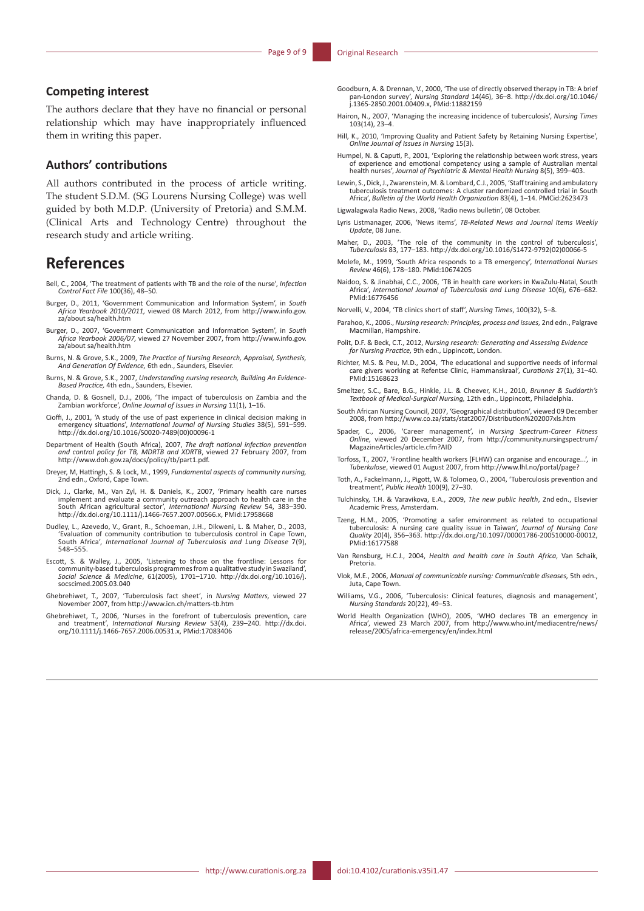## Competing interest

The authors declare that they have no financial or personal relationship which may have inappropriately influenced them in writing this paper.

## Authors' contributions

All authors contributed in the process of article writing. The student S.D.M. (SG Lourens Nursing College) was well guided by both M.D.P. (University of Pretoria) and S.M.M. (Clinical Arts and Technology Centre) throughout the research study and article writing.

# References

Bell, C., 2004, 'The treatment of patients with TB and the role of the nurse', *Infection Control Fact File* 100(36), 48–50.

Burger, D., 2011, 'Government Communication and Information System', in *South Africa Yearbook 2010/2011,* viewed 08 March 2012, from http://www.info.gov.za/about sa/health.htm

Burger, D., 2007, 'Government Communication and Information System', in *South Africa Yearbook 2006/07,* viewed 27 November 2007, from http://www.info.gov.za/about sa/health.htm

Burns, N. & Grove, S.K., 2009, *The Practice of Nursing Research, Appraisal, Synthesis, And Generation Of Evidence,* 6th edn., Saunders, Elsevier.

Burns, N. & Grove, S.K., 2007, *Understanding nursing research, Building An Evidence-Based Practice,* 4th edn., Saunders, Elsevier.

Chanda, D. & Gosnell, D.J., 2006, 'The impact of tuberculosis on Zambia and the Zambian workforce', *Online Journal of Issues in Nursing* 11(1), 1–16.

Cioffi, J., 2001, 'A study of the use of past experience in clinical decision making in emergency situations', *International Journal of Nursing Studies* 38(5), 591–599. http://dx.doi.org/10.1016/S0020-7489(00)00096-1

Department of Health (South Africa), 2007, *The draft national infection prevention and control policy for TB, MDRTB and XDRTB*, viewed 27 February 2007, from http://www.doh.gov.za/docs/policy/tb/part1.pdf.

Dreyer, M, Hattingh, S. & Lock, M., 1999, *Fundamental aspects of community nursing,* 2nd edn., Oxford, Cape Town.

Dick, J., Clarke, M., Van Zyl, H. & Daniels, K., 2007, 'Primary health care nurses implement and evaluate a community outreach approach to health care in the South African agricultural sector', *International Nursing Review* 54, 383–390. http://dx.doi.org/10.1111/j.1466-7657.2007.00566.x, PMid:17958668

Dudley, L., Azevedo, V., Grant, R., Schoeman, J.H., Dikweni, L. & Maher, D., 2003, 'Evaluation of community contribution to tuberculosis control in Cape Town, South Africa', *International Journal of Tuberculosis and Lung Disease* 7(9), 548–555.

Escott, S. & Walley, J., 2005, 'Listening to those on the frontline: Lessons for community-based tuberculosis programmes from a qualitative study in Swaziland', *Social Science & Medicine*, 61(2005), 1701–1710. http://dx.doi.org/10.1016/j.socscimed.2005.03.040

Ghebrehiwet, T., 2007, 'Tuberculosis fact sheet', in *Nursing Matters,* viewed 27 November 2007, from http://www.icn.ch/matters-tb.htm

Ghebrehiwet, T., 2006, 'Nurses in the forefront of tuberculosis prevention, care and treatment', *International Nursing Review* 53(4), 239–240. http://dx.doi.org/10.1111/j.1466-7657.2006.00531.x, PMid:17083406

Goodburn, A. & Drennan, V., 2000, 'The use of directly observed therapy in TB: A brief pan-London survey', *Nursing Standard* 14(46), 36–8. http://dx.doi.org/10.1046/j.1365-2850.2001.00409.x, PMid:11882159

Hairon, N., 2007, 'Managing the increasing incidence of tuberculosis', *Nursing Times* 103(14), 23–4.

Hill, K., 2010, 'Improving Quality and Patient Safety by Retaining Nursing Expertise', *Online Journal of Issues in Nursing* 15(3).

Humpel, N. & Caputi, P., 2001, 'Exploring the relationship between work stress, years of experience and emotional competency using a sample of Australian mental health nurses', *Journal of Psychiatric & Mental Health Nursing* 8(5), 399–403.

Lewin, S., Dick, J., Zwarenstein, M. & Lombard, C.J., 2005, 'Staff training and ambulatory tuberculosis treatment outcomes: A cluster randomized controlled trial in South Africa', *Bulletin of the World Health Organization* 83(4), 1–14. PMCid:2623473

Ligwalagwala Radio News, 2008, 'Radio news bulletin', 08 October.

Lyris Listmanager, 2006, 'News items', *TB-Related News and Journal Items Weekly Update*, 08 June.

Maher, D., 2003, 'The role of the community in the control of tuberculosis', *Tuberculosis* 83, 177–183. http://dx.doi.org/10.1016/S1472-9792(02)00066-5

Molefe, M., 1999, 'South Africa responds to a TB emergency', *International Nurses Review* 46(6), 178–180. PMid:10674205

Naidoo, S. & Jinabhai, C.C., 2006, 'TB in health care workers in KwaZulu-Natal, South Africa', *International Journal of Tuberculosis and Lung Disease* 10(6), 676–682. PMid:16776456

Norvelli, V., 2004, 'TB clinics short of staff', *Nursing Times*, 100(32), 5–8.

Parahoo, K., 2006., *Nursing research: Principles, process and issues,* 2nd edn., Palgrave Macmillan, Hampshire.

Polit, D.F. & Beck, C.T., 2012, *Nursing research: Generating and Assessing Evidence for Nursing Practice,* 9th edn., Lippincott, London.

Richter, M.S. & Peu, M.D., 2004, 'The educational and supportive needs of informal care givers working at Refentse Clinic, Hammanskraal', *Curationis* 27(1), 31–40. PMid:15168623

Smeltzer, S.C., Bare, B.G., Hinkle, J.L. & Cheever, K.H., 2010, *Brunner & Suddarth's Textbook of Medical-Surgical Nursing,* 12th edn., Lippincott, Philadelphia.

South African Nursing Council, 2007, 'Geographical distribution', viewed 09 December 2008, from http://www.co.za/stats/stat2007/Distribution%202007xls.htm

Spader, C., 2006, 'Career management', in *Nursing Spectrum-Career Fitness Online,* viewed 20 December 2007, from http://community.nursingspectrum/MagazineArticles/article.cfm?AID

Torfoss, T., 2007, 'Frontline health workers (FLHW) can organise and encourage...', in *Tuberkulose*, viewed 01 August 2007, from http://www.lhl.no/portal/page?

Toth, A., Fackelmann, J., Pigott, W. & Tolomeo, O., 2004, 'Tuberculosis prevention and treatment', *Public Health* 100(9), 27–30.

Tulchinsky, T.H. & Varavikova, E.A., 2009, *The new public health*, 2nd edn., Elsevier Academic Press, Amsterdam.

Tzeng, H.M., 2005, 'Promoting a safer environment as related to occupational tuberculosis: A nursing care quality issue in Taiwan', *Journal of Nursing Care Quality* 20(4), 356–363. http://dx.doi.org/10.1097/00001786-200510000-00012, PMid:16177588

Van Rensburg, H.C.J., 2004, *Health and health care in South Africa*, Van Schaik, Pretoria.

Vlok, M.E., 2006, *Manual of communicable nursing: Communicable diseases,* 5th edn., Juta, Cape Town.

Williams, V.G., 2006, 'Tuberculosis: Clinical features, diagnosis and management', *Nursing Standards* 20(22), 49–53.

World Health Organization (WHO), 2005, 'WHO declares TB an emergency in Africa', viewed 23 March 2007, from http://www.who.int/mediacentre/news/release/2005/africa-emergency/en/index.html